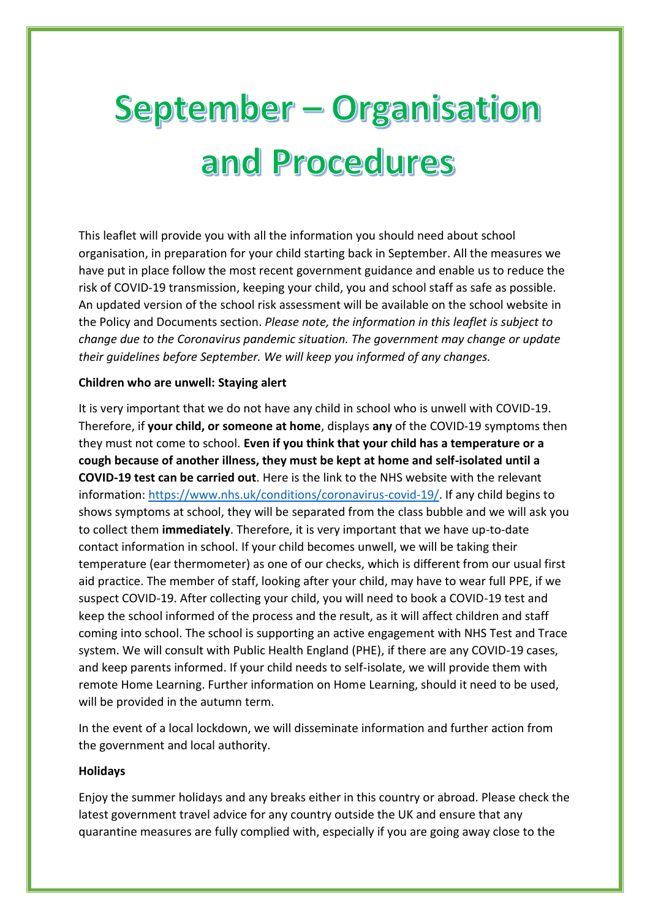# September – Organisation and Procedures

This leaflet will provide you with all the information you should need about school organisation, in preparation for your child starting back in September. All the measures we have put in place follow the most recent government guidance and enable us to reduce the risk of COVID-19 transmission, keeping your child, you and school staff as safe as possible. An updated version of the school risk assessment will be available on the school website in the Policy and Documents section. *Please note, the information in this leaflet is subject to change due to the Coronavirus pandemic situation. The government may change or update their guidelines before September. We will keep you informed of any changes.*

**Children who are unwell: Staying alert**

It is very important that we do not have any child in school who is unwell with COVID-19. Therefore, if **your child, or someone at home**, displays **any** of the COVID-19 symptoms then they must not come to school. **Even if you think that your child has a temperature or a cough because of another illness, they must be kept at home and self-isolated until a COVID-19 test can be carried out**. Here is the link to the NHS website with the relevant information: [https://www.nhs.uk/conditions/coronavirus-covid-19/](https://www.nhs.uk/conditions/coronavirus-covid-19/). If any child begins to shows symptoms at school, they will be separated from the class bubble and we will ask you to collect them **immediately**. Therefore, it is very important that we have up-to-date contact information in school. If your child becomes unwell, we will be taking their temperature (ear thermometer) as one of our checks, which is different from our usual first aid practice. The member of staff, looking after your child, may have to wear full PPE, if we suspect COVID-19. After collecting your child, you will need to book a COVID-19 test and keep the school informed of the process and the result, as it will affect children and staff coming into school. The school is supporting an active engagement with NHS Test and Trace system. We will consult with Public Health England (PHE), if there are any COVID-19 cases, and keep parents informed. If your child needs to self-isolate, we will provide them with remote Home Learning. Further information on Home Learning, should it need to be used, will be provided in the autumn term.

In the event of a local lockdown, we will disseminate information and further action from the government and local authority.

**Holidays**

Enjoy the summer holidays and any breaks either in this country or abroad. Please check the latest government travel advice for any country outside the UK and ensure that any quarantine measures are fully complied with, especially if you are going away close to the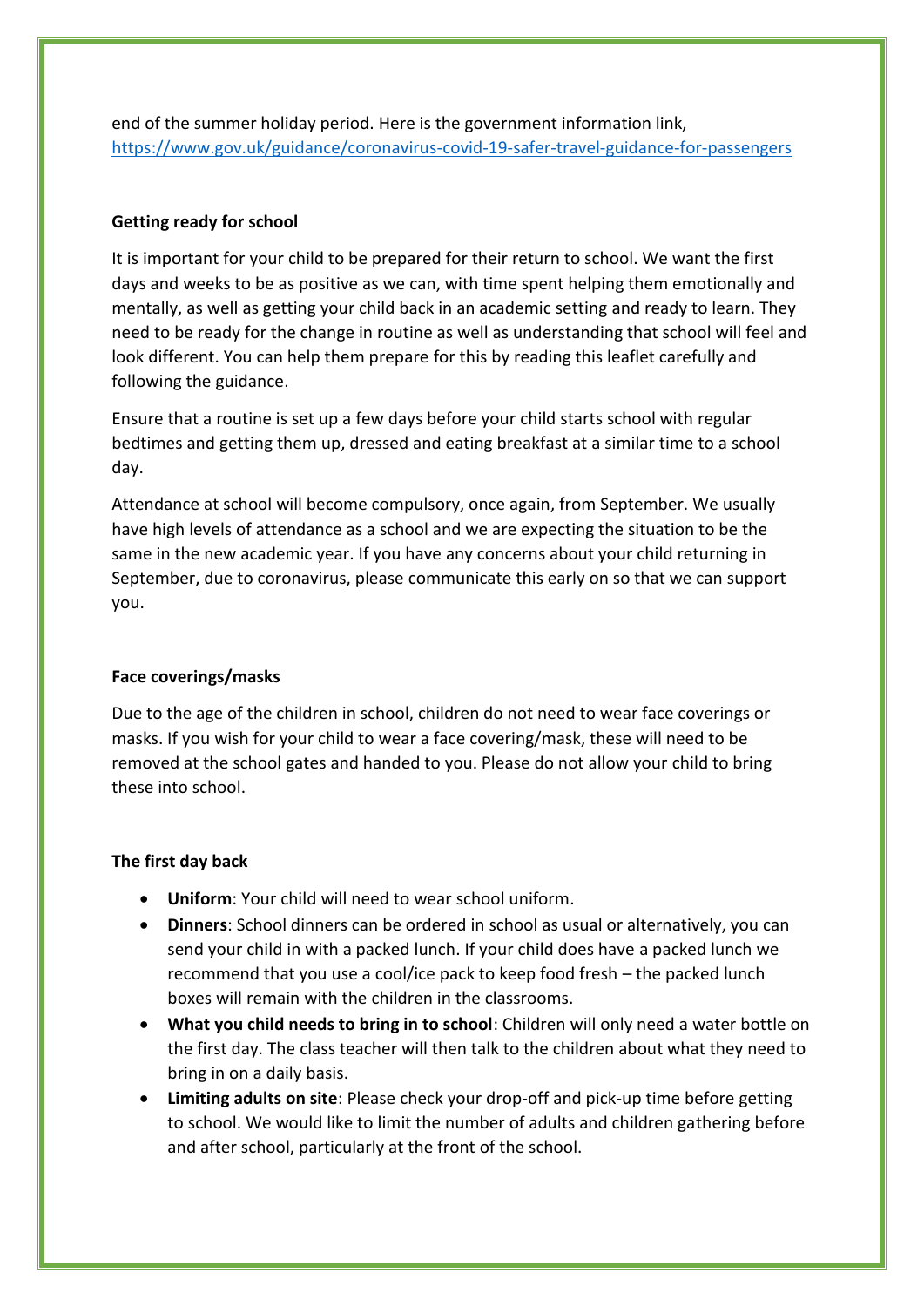end of the summer holiday period. Here is the government information link, [https://www.gov.uk/guidance/coronavirus-covid-19-safer-travel-guidance-for-passengers](https://www.gov.uk/guidance/coronavirus-covid-19-safer-travel-guidance-for-passengers)

**Getting ready for school**

It is important for your child to be prepared for their return to school. We want the first days and weeks to be as positive as we can, with time spent helping them emotionally and mentally, as well as getting your child back in an academic setting and ready to learn. They need to be ready for the change in routine as well as understanding that school will feel and look different. You can help them prepare for this by reading this leaflet carefully and following the guidance.

Ensure that a routine is set up a few days before your child starts school with regular bedtimes and getting them up, dressed and eating breakfast at a similar time to a school day.

Attendance at school will become compulsory, once again, from September. We usually have high levels of attendance as a school and we are expecting the situation to be the same in the new academic year. If you have any concerns about your child returning in September, due to coronavirus, please communicate this early on so that we can support you.

**Face coverings/masks**

Due to the age of the children in school, children do not need to wear face coverings or masks. If you wish for your child to wear a face covering/mask, these will need to be removed at the school gates and handed to you. Please do not allow your child to bring these into school.

**The first day back**

- **Uniform**: Your child will need to wear school uniform.
- **Dinners**: School dinners can be ordered in school as usual or alternatively, you can send your child in with a packed lunch. If your child does have a packed lunch we recommend that you use a cool/ice pack to keep food fresh – the packed lunch boxes will remain with the children in the classrooms.
- **What you child needs to bring in to school**: Children will only need a water bottle on the first day. The class teacher will then talk to the children about what they need to bring in on a daily basis.
- **Limiting adults on site**: Please check your drop-off and pick-up time before getting to school. We would like to limit the number of adults and children gathering before and after school, particularly at the front of the school.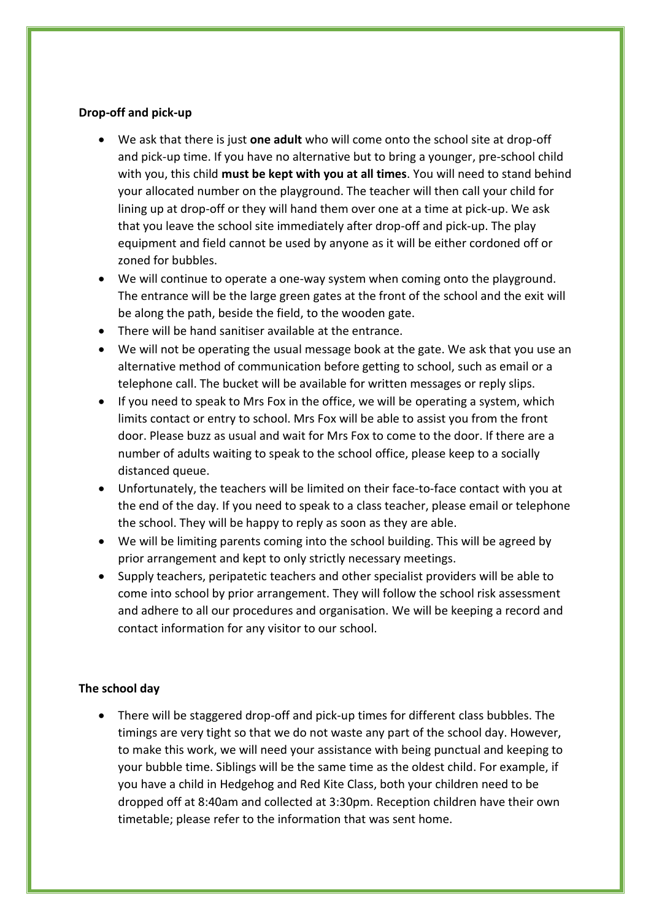**Drop-off and pick-up**

- We ask that there is just **one adult** who will come onto the school site at drop-off and pick-up time. If you have no alternative but to bring a younger, pre-school child with you, this child **must be kept with you at all times**. You will need to stand behind your allocated number on the playground. The teacher will then call your child for lining up at drop-off or they will hand them over one at a time at pick-up. We ask that you leave the school site immediately after drop-off and pick-up. The play equipment and field cannot be used by anyone as it will be either cordoned off or zoned for bubbles.
- We will continue to operate a one-way system when coming onto the playground. The entrance will be the large green gates at the front of the school and the exit will be along the path, beside the field, to the wooden gate.
- There will be hand sanitiser available at the entrance.
- We will not be operating the usual message book at the gate. We ask that you use an alternative method of communication before getting to school, such as email or a telephone call. The bucket will be available for written messages or reply slips.
- If you need to speak to Mrs Fox in the office, we will be operating a system, which limits contact or entry to school. Mrs Fox will be able to assist you from the front door. Please buzz as usual and wait for Mrs Fox to come to the door. If there are a number of adults waiting to speak to the school office, please keep to a socially distanced queue.
- Unfortunately, the teachers will be limited on their face-to-face contact with you at the end of the day. If you need to speak to a class teacher, please email or telephone the school. They will be happy to reply as soon as they are able.
- We will be limiting parents coming into the school building. This will be agreed by prior arrangement and kept to only strictly necessary meetings.
- Supply teachers, peripatetic teachers and other specialist providers will be able to come into school by prior arrangement. They will follow the school risk assessment and adhere to all our procedures and organisation. We will be keeping a record and contact information for any visitor to our school.

**The school day**

- There will be staggered drop-off and pick-up times for different class bubbles. The timings are very tight so that we do not waste any part of the school day. However, to make this work, we will need your assistance with being punctual and keeping to your bubble time. Siblings will be the same time as the oldest child. For example, if you have a child in Hedgehog and Red Kite Class, both your children need to be dropped off at 8:40am and collected at 3:30pm. Reception children have their own timetable; please refer to the information that was sent home.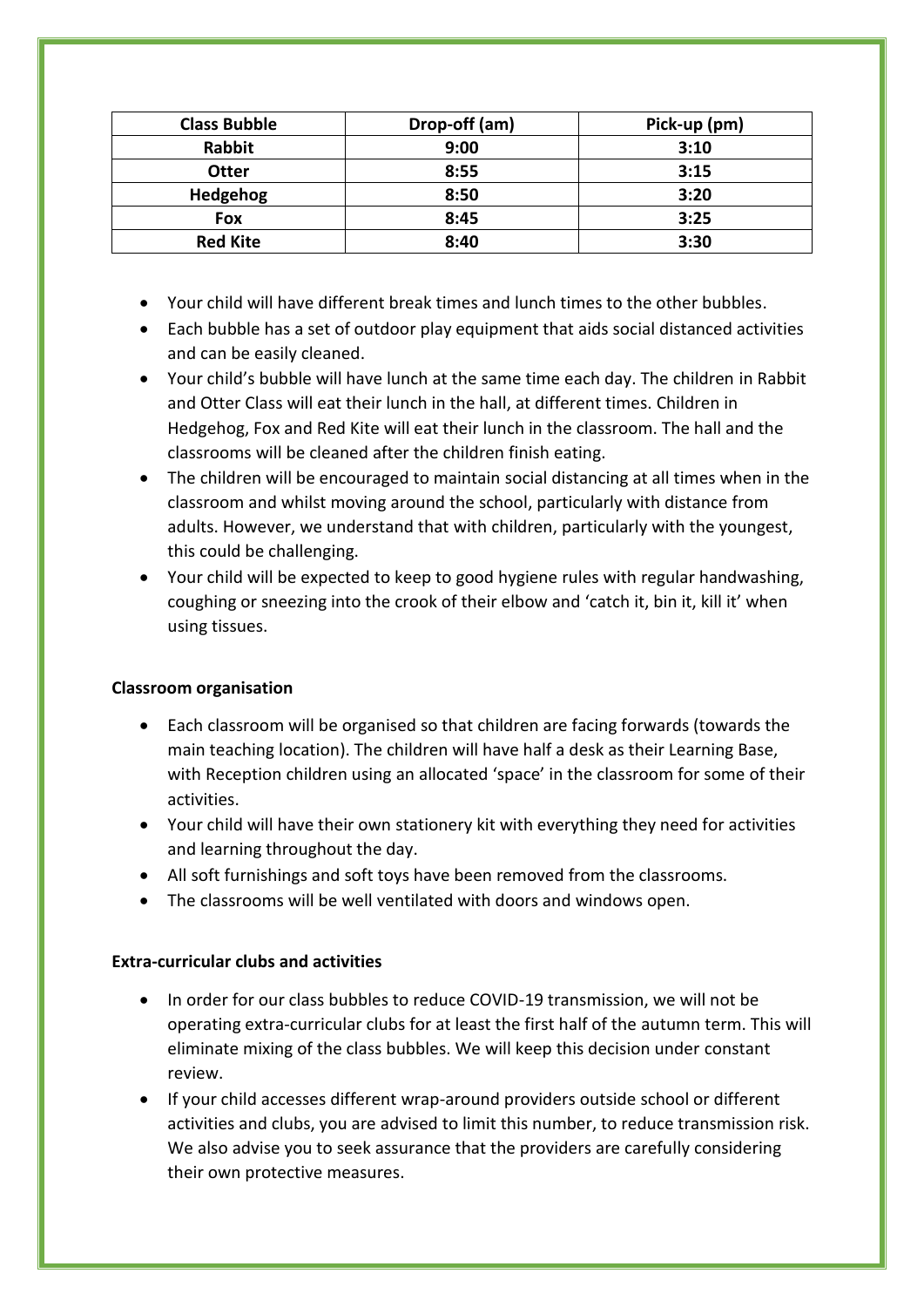| Class Bubble | Drop-off (am) | Pick-up (pm) |
|---|---|---|
| **Rabbit** | **9:00** | **3:10** |
| **Otter** | **8:55** | **3:15** |
| **Hedgehog** | **8:50** | **3:20** |
| **Fox** | **8:45** | **3:25** |
| **Red Kite** | **8:40** | **3:30** |

- Your child will have different break times and lunch times to the other bubbles.
- Each bubble has a set of outdoor play equipment that aids social distanced activities and can be easily cleaned.
- Your child's bubble will have lunch at the same time each day. The children in Rabbit and Otter Class will eat their lunch in the hall, at different times. Children in Hedgehog, Fox and Red Kite will eat their lunch in the classroom. The hall and the classrooms will be cleaned after the children finish eating.
- The children will be encouraged to maintain social distancing at all times when in the classroom and whilst moving around the school, particularly with distance from adults. However, we understand that with children, particularly with the youngest, this could be challenging.
- Your child will be expected to keep to good hygiene rules with regular handwashing, coughing or sneezing into the crook of their elbow and 'catch it, bin it, kill it' when using tissues.

**Classroom organisation**

- Each classroom will be organised so that children are facing forwards (towards the main teaching location). The children will have half a desk as their Learning Base, with Reception children using an allocated 'space' in the classroom for some of their activities.
- Your child will have their own stationery kit with everything they need for activities and learning throughout the day.
- All soft furnishings and soft toys have been removed from the classrooms.
- The classrooms will be well ventilated with doors and windows open.

**Extra-curricular clubs and activities**

- In order for our class bubbles to reduce COVID-19 transmission, we will not be operating extra-curricular clubs for at least the first half of the autumn term. This will eliminate mixing of the class bubbles. We will keep this decision under constant review.
- If your child accesses different wrap-around providers outside school or different activities and clubs, you are advised to limit this number, to reduce transmission risk. We also advise you to seek assurance that the providers are carefully considering their own protective measures.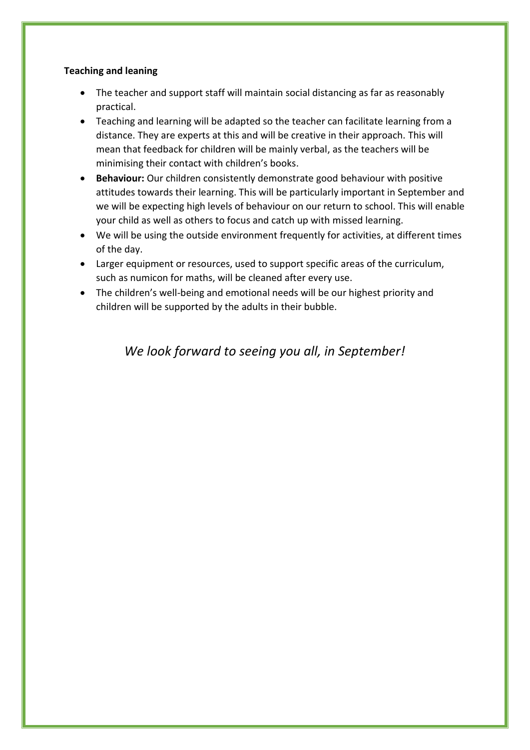**Teaching and leaning**

- The teacher and support staff will maintain social distancing as far as reasonably practical.
- Teaching and learning will be adapted so the teacher can facilitate learning from a distance. They are experts at this and will be creative in their approach. This will mean that feedback for children will be mainly verbal, as the teachers will be minimising their contact with children's books.
- **Behaviour:** Our children consistently demonstrate good behaviour with positive attitudes towards their learning. This will be particularly important in September and we will be expecting high levels of behaviour on our return to school. This will enable your child as well as others to focus and catch up with missed learning.
- We will be using the outside environment frequently for activities, at different times of the day.
- Larger equipment or resources, used to support specific areas of the curriculum, such as numicon for maths, will be cleaned after every use.
- The children's well-being and emotional needs will be our highest priority and children will be supported by the adults in their bubble.

*We look forward to seeing you all, in September!*